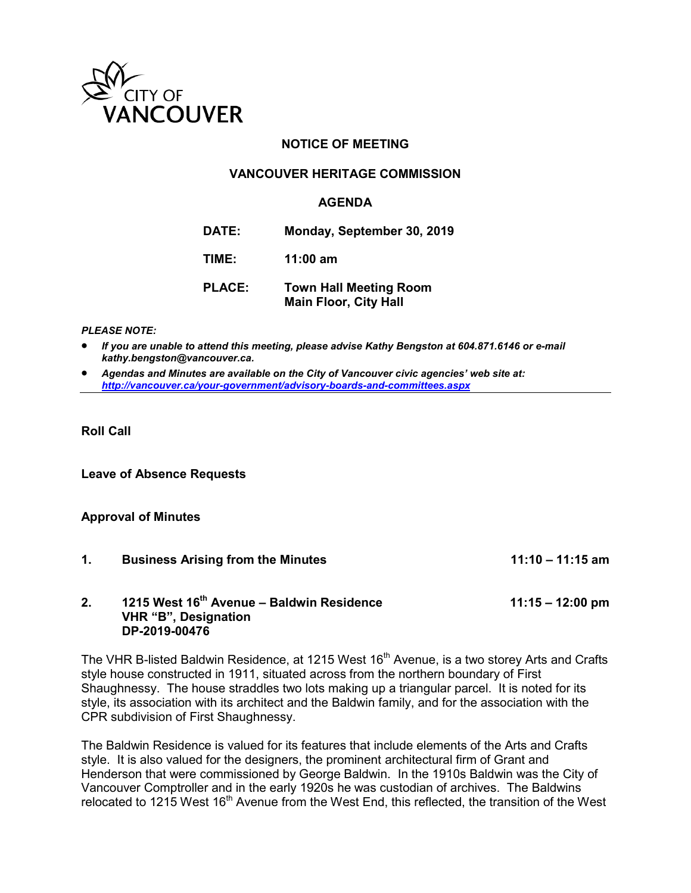CITY OF VANCOUVER

## NOTICE OF MEETING

## VANCOUVER HERITAGE COMMISSION

## AGENDA

**DATE:** Monday, September 30, 2019

**TIME:** 11:00 am

**PLACE:** Town Hall Meeting Room
Main Floor, City Hall

***PLEASE NOTE:***

- ***If you are unable to attend this meeting, please advise Kathy Bengston at 604.871.6146 or e-mail kathy.bengston@vancouver.ca.***
- ***Agendas and Minutes are available on the City of Vancouver civic agencies' web site at: http://vancouver.ca/your-government/advisory-boards-and-committees.aspx***

---

**Roll Call**

**Leave of Absence Requests**

**Approval of Minutes**

**1. Business Arising from the Minutes** — **11:10 – 11:15 am**

**2. 1215 West 16th Avenue – Baldwin Residence** — **11:15 – 12:00 pm**
**VHR "B", Designation**
**DP-2019-00476**

The VHR B-listed Baldwin Residence, at 1215 West 16th Avenue, is a two storey Arts and Crafts style house constructed in 1911, situated across from the northern boundary of First Shaughnessy. The house straddles two lots making up a triangular parcel. It is noted for its style, its association with its architect and the Baldwin family, and for the association with the CPR subdivision of First Shaughnessy.

The Baldwin Residence is valued for its features that include elements of the Arts and Crafts style. It is also valued for the designers, the prominent architectural firm of Grant and Henderson that were commissioned by George Baldwin. In the 1910s Baldwin was the City of Vancouver Comptroller and in the early 1920s he was custodian of archives. The Baldwins relocated to 1215 West 16th Avenue from the West End, this reflected, the transition of the West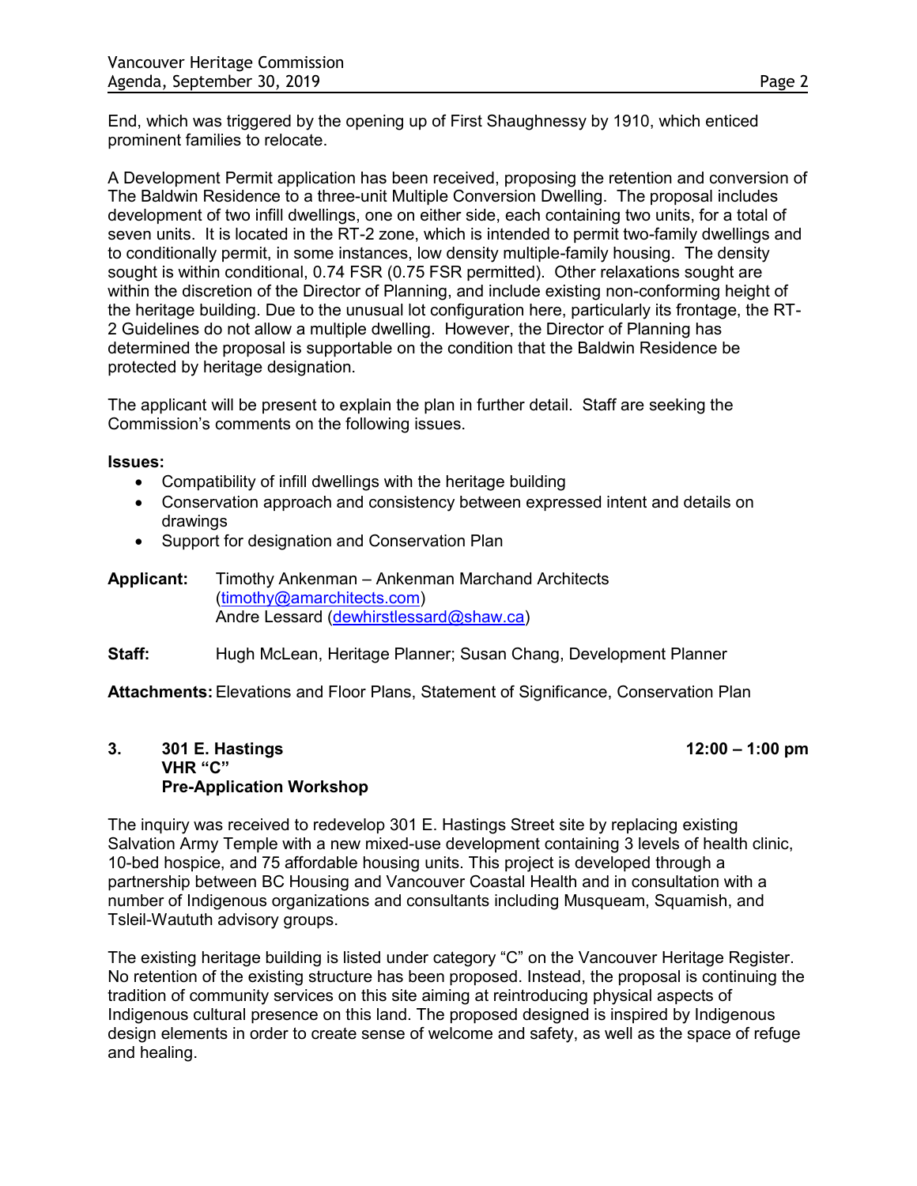End, which was triggered by the opening up of First Shaughnessy by 1910, which enticed prominent families to relocate.

A Development Permit application has been received, proposing the retention and conversion of The Baldwin Residence to a three-unit Multiple Conversion Dwelling. The proposal includes development of two infill dwellings, one on either side, each containing two units, for a total of seven units. It is located in the RT-2 zone, which is intended to permit two-family dwellings and to conditionally permit, in some instances, low density multiple-family housing. The density sought is within conditional, 0.74 FSR (0.75 FSR permitted). Other relaxations sought are within the discretion of the Director of Planning, and include existing non-conforming height of the heritage building. Due to the unusual lot configuration here, particularly its frontage, the RT-2 Guidelines do not allow a multiple dwelling. However, the Director of Planning has determined the proposal is supportable on the condition that the Baldwin Residence be protected by heritage designation.

The applicant will be present to explain the plan in further detail. Staff are seeking the Commission's comments on the following issues.

**Issues:**

- Compatibility of infill dwellings with the heritage building
- Conservation approach and consistency between expressed intent and details on drawings
- Support for designation and Conservation Plan

**Applicant:** Timothy Ankenman – Ankenman Marchand Architects (timothy@amarchitects.com)
Andre Lessard (dewhirstlessard@shaw.ca)

**Staff:** Hugh McLean, Heritage Planner; Susan Chang, Development Planner

**Attachments:** Elevations and Floor Plans, Statement of Significance, Conservation Plan

### 3. 301 E. Hastings — 12:00 – 1:00 pm
**VHR "C"**
**Pre-Application Workshop**

The inquiry was received to redevelop 301 E. Hastings Street site by replacing existing Salvation Army Temple with a new mixed-use development containing 3 levels of health clinic, 10-bed hospice, and 75 affordable housing units. This project is developed through a partnership between BC Housing and Vancouver Coastal Health and in consultation with a number of Indigenous organizations and consultants including Musqueam, Squamish, and Tsleil-Waututh advisory groups.

The existing heritage building is listed under category "C" on the Vancouver Heritage Register. No retention of the existing structure has been proposed. Instead, the proposal is continuing the tradition of community services on this site aiming at reintroducing physical aspects of Indigenous cultural presence on this land. The proposed designed is inspired by Indigenous design elements in order to create sense of welcome and safety, as well as the space of refuge and healing.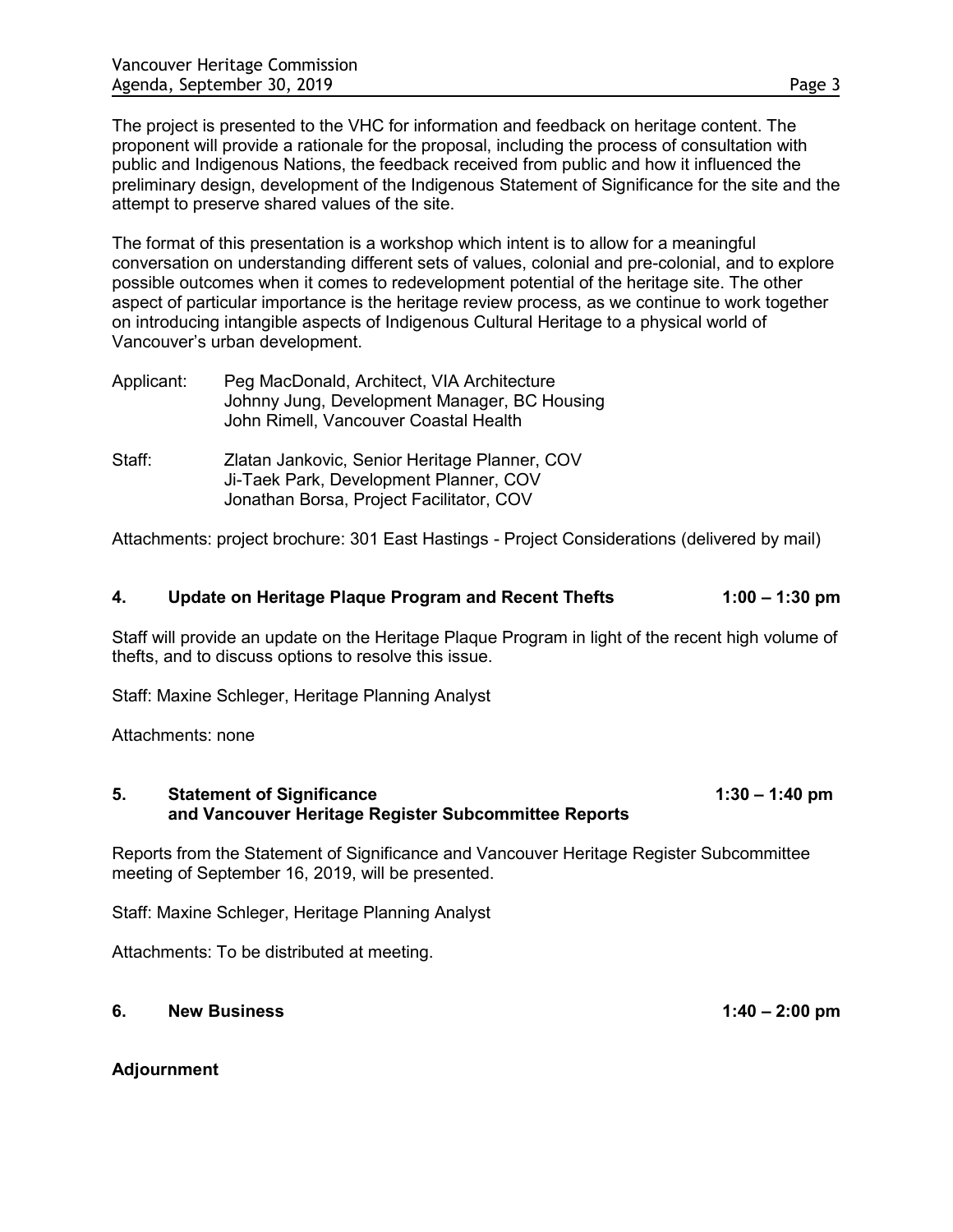The project is presented to the VHC for information and feedback on heritage content. The proponent will provide a rationale for the proposal, including the process of consultation with public and Indigenous Nations, the feedback received from public and how it influenced the preliminary design, development of the Indigenous Statement of Significance for the site and the attempt to preserve shared values of the site.

The format of this presentation is a workshop which intent is to allow for a meaningful conversation on understanding different sets of values, colonial and pre-colonial, and to explore possible outcomes when it comes to redevelopment potential of the heritage site. The other aspect of particular importance is the heritage review process, as we continue to work together on introducing intangible aspects of Indigenous Cultural Heritage to a physical world of Vancouver's urban development.

Applicant: Peg MacDonald, Architect, VIA Architecture
Johnny Jung, Development Manager, BC Housing
John Rimell, Vancouver Coastal Health

Staff: Zlatan Jankovic, Senior Heritage Planner, COV
Ji-Taek Park, Development Planner, COV
Jonathan Borsa, Project Facilitator, COV

Attachments: project brochure: 301 East Hastings - Project Considerations (delivered by mail)

## 4. Update on Heritage Plaque Program and Recent Thefts — 1:00 – 1:30 pm

Staff will provide an update on the Heritage Plaque Program in light of the recent high volume of thefts, and to discuss options to resolve this issue.

Staff: Maxine Schleger, Heritage Planning Analyst

Attachments: none

## 5. Statement of Significance and Vancouver Heritage Register Subcommittee Reports — 1:30 – 1:40 pm

Reports from the Statement of Significance and Vancouver Heritage Register Subcommittee meeting of September 16, 2019, will be presented.

Staff: Maxine Schleger, Heritage Planning Analyst

Attachments: To be distributed at meeting.

## 6. New Business — 1:40 – 2:00 pm

**Adjournment**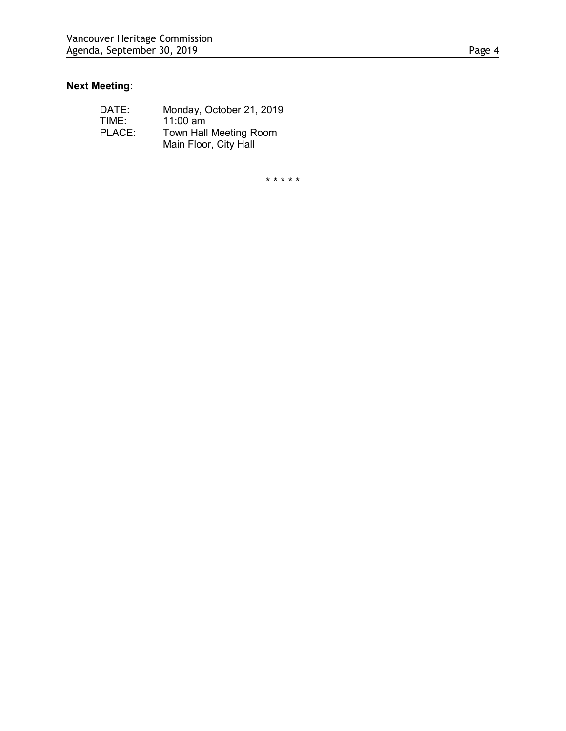**Next Meeting:**

| | |
|---|---|
| DATE: | Monday, October 21, 2019 |
| TIME: | 11:00 am |
| PLACE: | Town Hall Meeting Room<br>Main Floor, City Hall |

\* \* \* \* \*